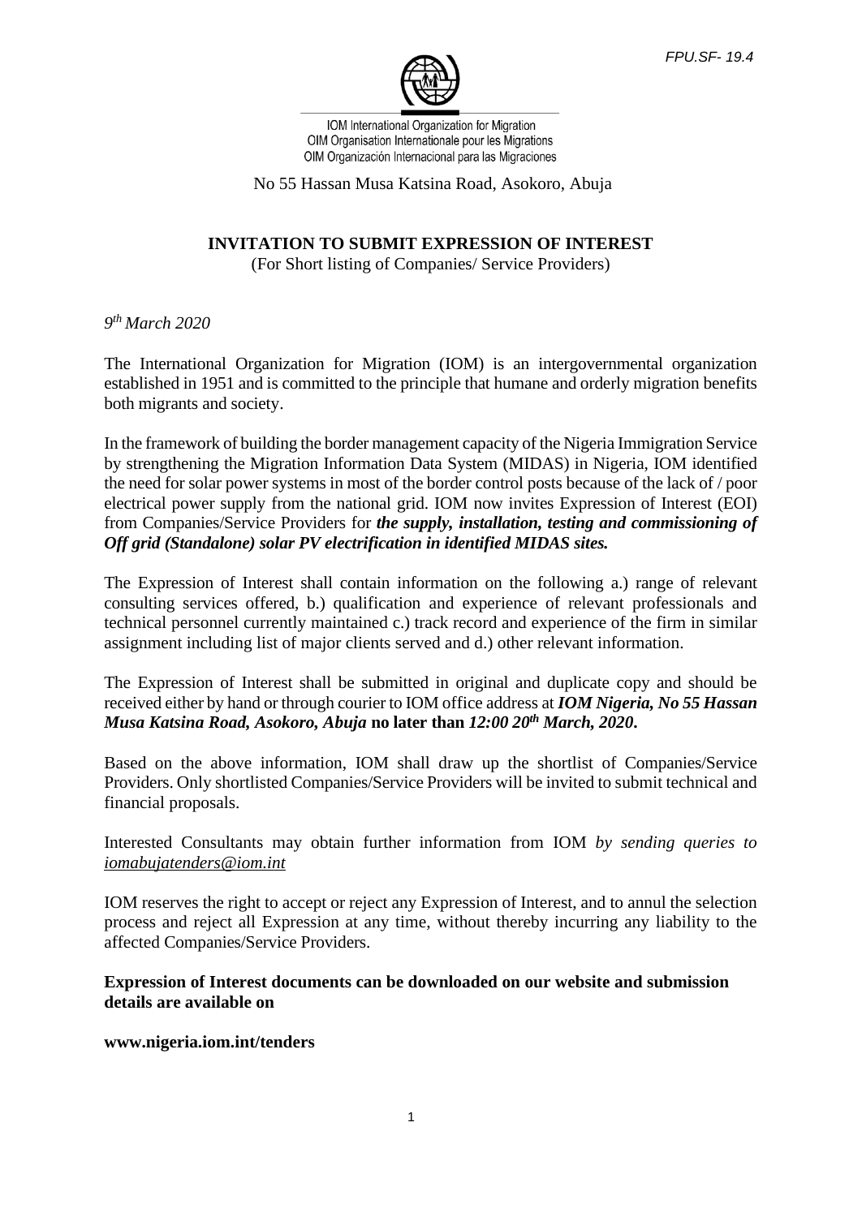FPU.SF- 19.4

IOM International Organization for Migration
OIM Organisation Internationale pour les Migrations
OIM Organización Internacional para las Migraciones

No 55 Hassan Musa Katsina Road, Asokoro, Abuja

## INVITATION TO SUBMIT EXPRESSION OF INTEREST

(For Short listing of Companies/ Service Providers)

*9th March 2020*

The International Organization for Migration (IOM) is an intergovernmental organization established in 1951 and is committed to the principle that humane and orderly migration benefits both migrants and society.

In the framework of building the border management capacity of the Nigeria Immigration Service by strengthening the Migration Information Data System (MIDAS) in Nigeria, IOM identified the need for solar power systems in most of the border control posts because of the lack of / poor electrical power supply from the national grid. IOM now invites Expression of Interest (EOI) from Companies/Service Providers for ***the supply, installation, testing and commissioning of Off grid (Standalone) solar PV electrification in identified MIDAS sites.***

The Expression of Interest shall contain information on the following a.) range of relevant consulting services offered, b.) qualification and experience of relevant professionals and technical personnel currently maintained c.) track record and experience of the firm in similar assignment including list of major clients served and d.) other relevant information.

The Expression of Interest shall be submitted in original and duplicate copy and should be received either by hand or through courier to IOM office address at ***IOM Nigeria, No 55 Hassan Musa Katsina Road, Asokoro, Abuja*** **no later than** ***12:00 20th March, 2020*****.**

Based on the above information, IOM shall draw up the shortlist of Companies/Service Providers. Only shortlisted Companies/Service Providers will be invited to submit technical and financial proposals.

Interested Consultants may obtain further information from IOM *by sending queries to iomabujatenders@iom.int*

IOM reserves the right to accept or reject any Expression of Interest, and to annul the selection process and reject all Expression at any time, without thereby incurring any liability to the affected Companies/Service Providers.

**Expression of Interest documents can be downloaded on our website and submission details are available on**

**www.nigeria.iom.int/tenders**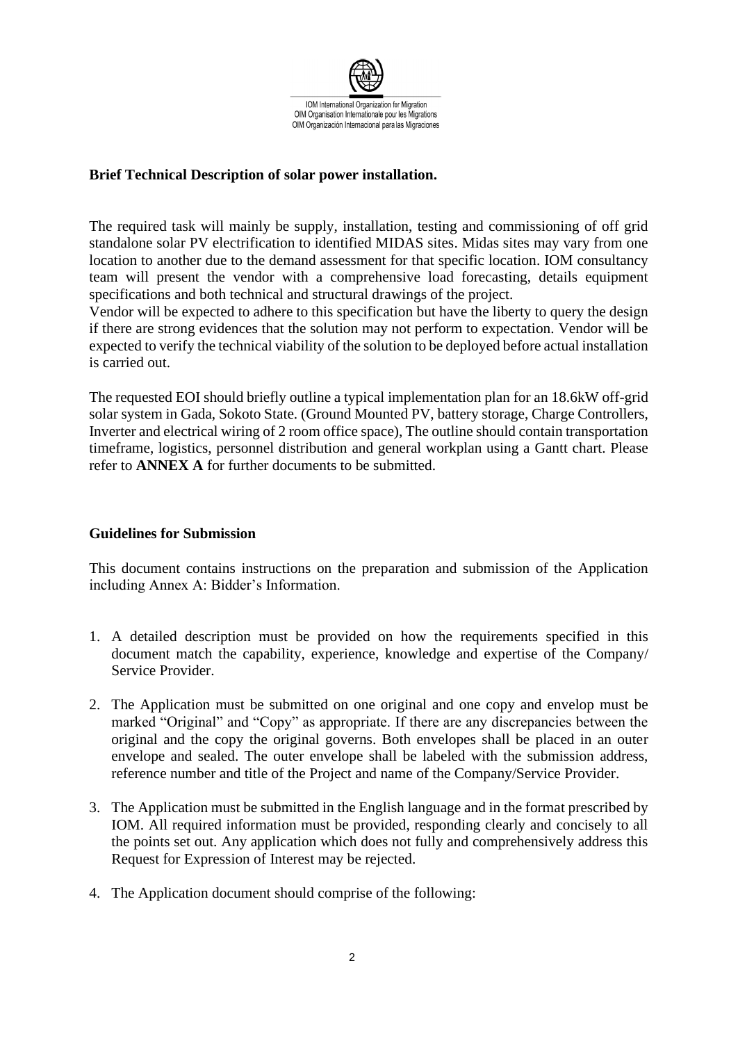**Brief Technical Description of solar power installation.**

The required task will mainly be supply, installation, testing and commissioning of off grid standalone solar PV electrification to identified MIDAS sites. Midas sites may vary from one location to another due to the demand assessment for that specific location. IOM consultancy team will present the vendor with a comprehensive load forecasting, details equipment specifications and both technical and structural drawings of the project.
Vendor will be expected to adhere to this specification but have the liberty to query the design if there are strong evidences that the solution may not perform to expectation. Vendor will be expected to verify the technical viability of the solution to be deployed before actual installation is carried out.

The requested EOI should briefly outline a typical implementation plan for an 18.6kW off-grid solar system in Gada, Sokoto State. (Ground Mounted PV, battery storage, Charge Controllers, Inverter and electrical wiring of 2 room office space), The outline should contain transportation timeframe, logistics, personnel distribution and general workplan using a Gantt chart. Please refer to **ANNEX A** for further documents to be submitted.

**Guidelines for Submission**

This document contains instructions on the preparation and submission of the Application including Annex A: Bidder's Information.

1. A detailed description must be provided on how the requirements specified in this document match the capability, experience, knowledge and expertise of the Company/ Service Provider.

2. The Application must be submitted on one original and one copy and envelop must be marked "Original" and "Copy" as appropriate. If there are any discrepancies between the original and the copy the original governs. Both envelopes shall be placed in an outer envelope and sealed. The outer envelope shall be labeled with the submission address, reference number and title of the Project and name of the Company/Service Provider.

3. The Application must be submitted in the English language and in the format prescribed by IOM. All required information must be provided, responding clearly and concisely to all the points set out. Any application which does not fully and comprehensively address this Request for Expression of Interest may be rejected.

4. The Application document should comprise of the following: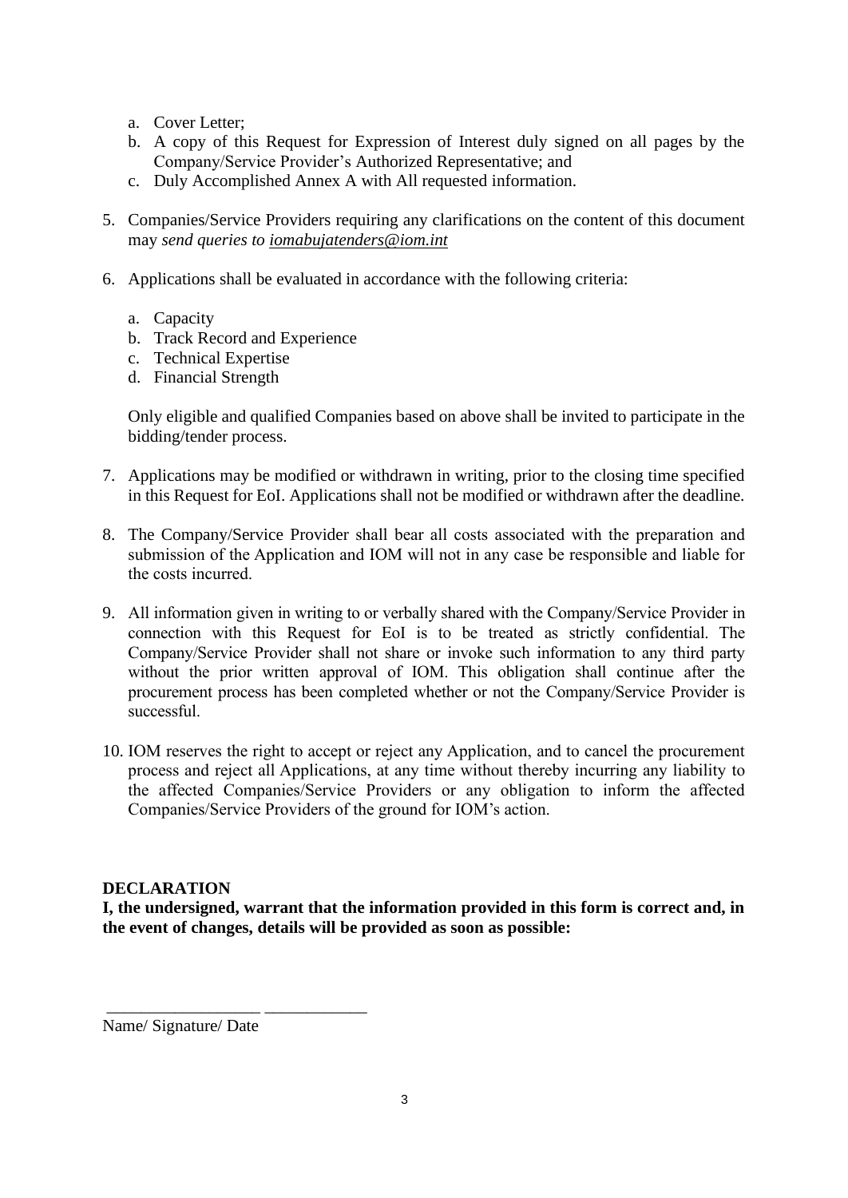a. Cover Letter;
b. A copy of this Request for Expression of Interest duly signed on all pages by the Company/Service Provider's Authorized Representative; and
c. Duly Accomplished Annex A with All requested information.

5. Companies/Service Providers requiring any clarifications on the content of this document may *send queries to* *iomabujatenders@iom.int*

6. Applications shall be evaluated in accordance with the following criteria:

   a. Capacity
   b. Track Record and Experience
   c. Technical Expertise
   d. Financial Strength

   Only eligible and qualified Companies based on above shall be invited to participate in the bidding/tender process.

7. Applications may be modified or withdrawn in writing, prior to the closing time specified in this Request for EoI. Applications shall not be modified or withdrawn after the deadline.

8. The Company/Service Provider shall bear all costs associated with the preparation and submission of the Application and IOM will not in any case be responsible and liable for the costs incurred.

9. All information given in writing to or verbally shared with the Company/Service Provider in connection with this Request for EoI is to be treated as strictly confidential. The Company/Service Provider shall not share or invoke such information to any third party without the prior written approval of IOM. This obligation shall continue after the procurement process has been completed whether or not the Company/Service Provider is successful.

10. IOM reserves the right to accept or reject any Application, and to cancel the procurement process and reject all Applications, at any time without thereby incurring any liability to the affected Companies/Service Providers or any obligation to inform the affected Companies/Service Providers of the ground for IOM's action.

**DECLARATION**

**I, the undersigned, warrant that the information provided in this form is correct and, in the event of changes, details will be provided as soon as possible:**

__________________ ____________

Name/ Signature/ Date